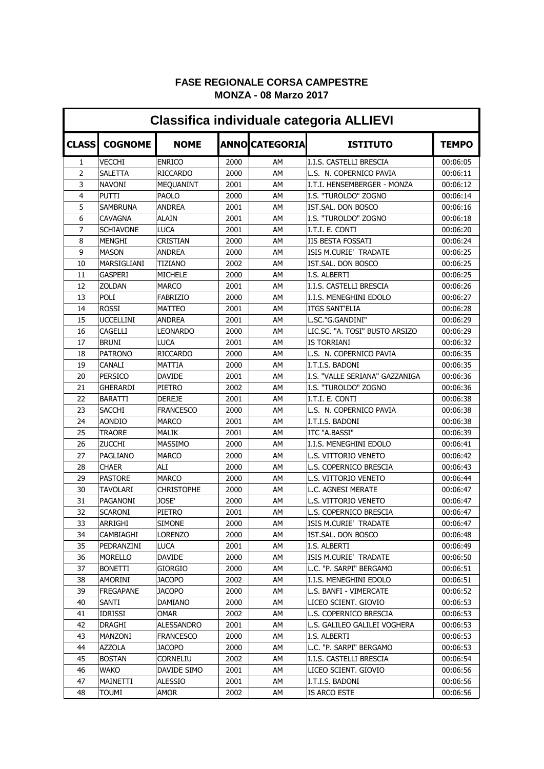**FASE REGIONALE CORSA CAMPESTRE**
**MONZA - 08 Marzo 2017**

## Classifica individuale categoria ALLIEVI

| CLASS | COGNOME | NOME | ANNO | CATEGORIA | ISTITUTO | TEMPO |
|---|---|---|---|---|---|---|
| 1 | VECCHI | ENRICO | 2000 | AM | I.I.S. CASTELLI BRESCIA | 00:06:05 |
| 2 | SALETTA | RICCARDO | 2000 | AM | L.S. N. COPERNICO PAVIA | 00:06:11 |
| 3 | NAVONI | MEQUANINT | 2001 | AM | I.T.I. HENSEMBERGER - MONZA | 00:06:12 |
| 4 | PUTTI | PAOLO | 2000 | AM | I.S. "TUROLDO" ZOGNO | 00:06:14 |
| 5 | SAMBRUNA | ANDREA | 2001 | AM | IST.SAL. DON BOSCO | 00:06:16 |
| 6 | CAVAGNA | ALAIN | 2001 | AM | I.S. "TUROLDO" ZOGNO | 00:06:18 |
| 7 | SCHIAVONE | LUCA | 2001 | AM | I.T.I. E. CONTI | 00:06:20 |
| 8 | MENGHI | CRISTIAN | 2000 | AM | IIS BESTA FOSSATI | 00:06:24 |
| 9 | MASON | ANDREA | 2000 | AM | ISIS M.CURIE' TRADATE | 00:06:25 |
| 10 | MARSIGLIANI | TIZIANO | 2002 | AM | IST.SAL. DON BOSCO | 00:06:25 |
| 11 | GASPERI | MICHELE | 2000 | AM | I.S. ALBERTI | 00:06:25 |
| 12 | ZOLDAN | MARCO | 2001 | AM | I.I.S. CASTELLI BRESCIA | 00:06:26 |
| 13 | POLI | FABRIZIO | 2000 | AM | I.I.S. MENEGHINI EDOLO | 00:06:27 |
| 14 | ROSSI | MATTEO | 2001 | AM | ITGS SANT'ELIA | 00:06:28 |
| 15 | UCCELLINI | ANDREA | 2001 | AM | L.SC."G.GANDINI" | 00:06:29 |
| 16 | CAGELLI | LEONARDO | 2000 | AM | LIC.SC. "A. TOSI" BUSTO ARSIZO | 00:06:29 |
| 17 | BRUNI | LUCA | 2001 | AM | IS TORRIANI | 00:06:32 |
| 18 | PATRONO | RICCARDO | 2000 | AM | L.S. N. COPERNICO PAVIA | 00:06:35 |
| 19 | CANALI | MATTIA | 2000 | AM | I.T.I.S. BADONI | 00:06:35 |
| 20 | PERSICO | DAVIDE | 2001 | AM | I.S. "VALLE SERIANA" GAZZANIGA | 00:06:36 |
| 21 | GHERARDI | PIETRO | 2002 | AM | I.S. "TUROLDO" ZOGNO | 00:06:36 |
| 22 | BARATTI | DEREJE | 2001 | AM | I.T.I. E. CONTI | 00:06:38 |
| 23 | SACCHI | FRANCESCO | 2000 | AM | L.S. N. COPERNICO PAVIA | 00:06:38 |
| 24 | AONDIO | MARCO | 2001 | AM | I.T.I.S. BADONI | 00:06:38 |
| 25 | TRAORE | MALIK | 2001 | AM | ITC "A.BASSI" | 00:06:39 |
| 26 | ZUCCHI | MASSIMO | 2000 | AM | I.I.S. MENEGHINI EDOLO | 00:06:41 |
| 27 | PAGLIANO | MARCO | 2000 | AM | L.S. VITTORIO VENETO | 00:06:42 |
| 28 | CHAER | ALI | 2000 | AM | L.S. COPERNICO BRESCIA | 00:06:43 |
| 29 | PASTORE | MARCO | 2000 | AM | L.S. VITTORIO VENETO | 00:06:44 |
| 30 | TAVOLARI | CHRISTOPHE | 2000 | AM | L.C. AGNESI MERATE | 00:06:47 |
| 31 | PAGANONI | JOSE' | 2000 | AM | L.S. VITTORIO VENETO | 00:06:47 |
| 32 | SCARONI | PIETRO | 2001 | AM | L.S. COPERNICO BRESCIA | 00:06:47 |
| 33 | ARRIGHI | SIMONE | 2000 | AM | ISIS M.CURIE' TRADATE | 00:06:47 |
| 34 | CAMBIAGHI | LORENZO | 2000 | AM | IST.SAL. DON BOSCO | 00:06:48 |
| 35 | PEDRANZINI | LUCA | 2001 | AM | I.S. ALBERTI | 00:06:49 |
| 36 | MORELLO | DAVIDE | 2000 | AM | ISIS M.CURIE' TRADATE | 00:06:50 |
| 37 | BONETTI | GIORGIO | 2000 | AM | L.C. "P. SARPI" BERGAMO | 00:06:51 |
| 38 | AMORINI | JACOPO | 2002 | AM | I.I.S. MENEGHINI EDOLO | 00:06:51 |
| 39 | FREGAPANE | JACOPO | 2000 | AM | L.S. BANFI - VIMERCATE | 00:06:52 |
| 40 | SANTI | DAMIANO | 2000 | AM | LICEO SCIENT. GIOVIO | 00:06:53 |
| 41 | IDRISSI | OMAR | 2002 | AM | L.S. COPERNICO BRESCIA | 00:06:53 |
| 42 | DRAGHI | ALESSANDRO | 2001 | AM | L.S. GALILEO GALILEI VOGHERA | 00:06:53 |
| 43 | MANZONI | FRANCESCO | 2000 | AM | I.S. ALBERTI | 00:06:53 |
| 44 | AZZOLA | JACOPO | 2000 | AM | L.C. "P. SARPI" BERGAMO | 00:06:53 |
| 45 | BOSTAN | CORNELIU | 2002 | AM | I.I.S. CASTELLI BRESCIA | 00:06:54 |
| 46 | WAKO | DAVIDE SIMO | 2001 | AM | LICEO SCIENT. GIOVIO | 00:06:56 |
| 47 | MAINETTI | ALESSIO | 2001 | AM | I.T.I.S. BADONI | 00:06:56 |
| 48 | TOUMI | AMOR | 2002 | AM | IS ARCO ESTE | 00:06:56 |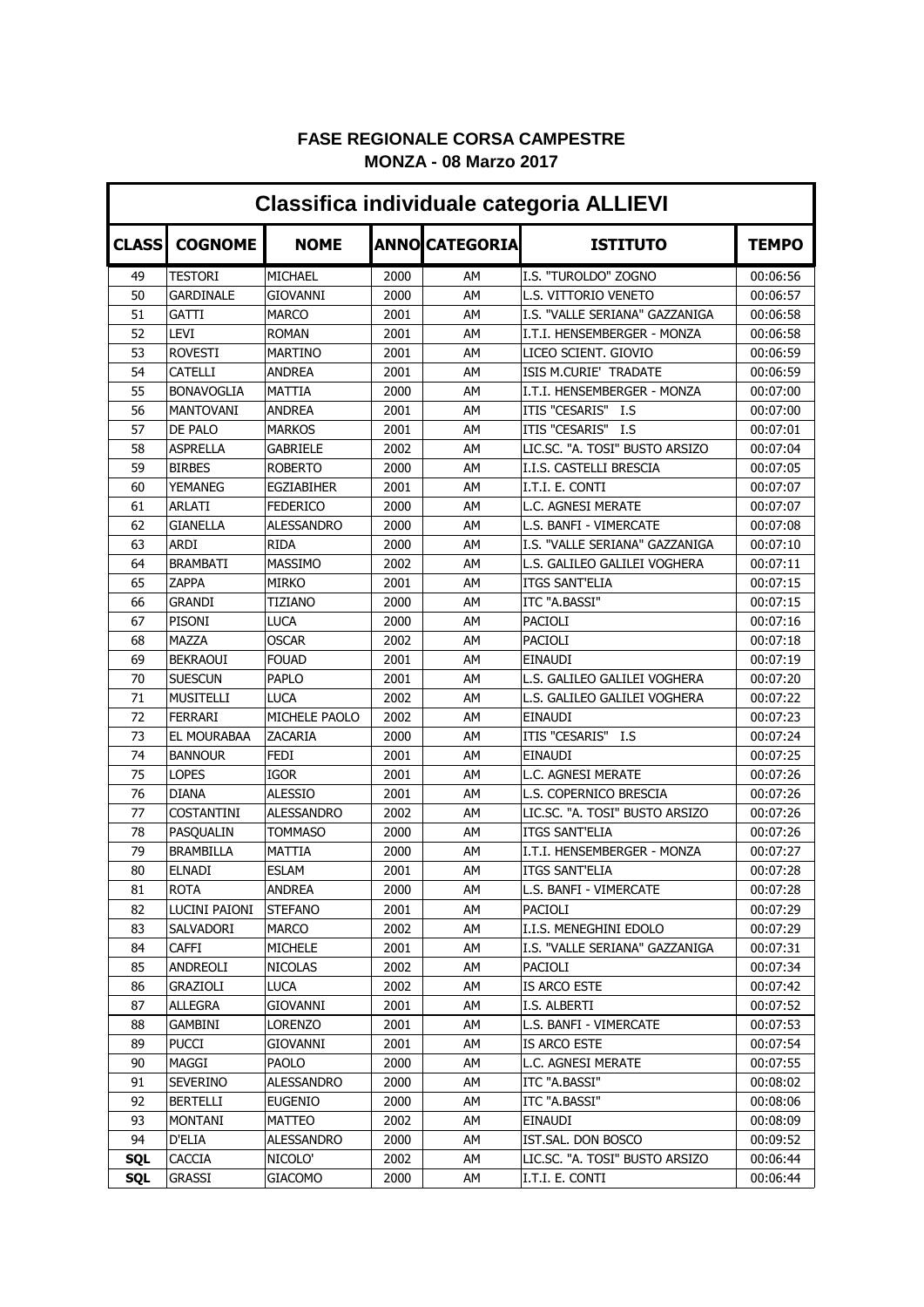**FASE REGIONALE CORSA CAMPESTRE**

**MONZA - 08 Marzo 2017**

## Classifica individuale categoria ALLIEVI

| CLASS | COGNOME | NOME | ANNO | CATEGORIA | ISTITUTO | TEMPO |
|---|---|---|---|---|---|---|
| 49 | TESTORI | MICHAEL | 2000 | AM | I.S. "TUROLDO" ZOGNO | 00:06:56 |
| 50 | GARDINALE | GIOVANNI | 2000 | AM | L.S. VITTORIO VENETO | 00:06:57 |
| 51 | GATTI | MARCO | 2001 | AM | I.S. "VALLE SERIANA" GAZZANIGA | 00:06:58 |
| 52 | LEVI | ROMAN | 2001 | AM | I.T.I. HENSEMBERGER - MONZA | 00:06:58 |
| 53 | ROVESTI | MARTINO | 2001 | AM | LICEO SCIENT. GIOVIO | 00:06:59 |
| 54 | CATELLI | ANDREA | 2001 | AM | ISIS M.CURIE' TRADATE | 00:06:59 |
| 55 | BONAVOGLIA | MATTIA | 2000 | AM | I.T.I. HENSEMBERGER - MONZA | 00:07:00 |
| 56 | MANTOVANI | ANDREA | 2001 | AM | ITIS "CESARIS" I.S | 00:07:00 |
| 57 | DE PALO | MARKOS | 2001 | AM | ITIS "CESARIS" I.S | 00:07:01 |
| 58 | ASPRELLA | GABRIELE | 2002 | AM | LIC.SC. "A. TOSI" BUSTO ARSIZO | 00:07:04 |
| 59 | BIRBES | ROBERTO | 2000 | AM | I.I.S. CASTELLI BRESCIA | 00:07:05 |
| 60 | YEMANEG | EGZIABIHER | 2001 | AM | I.T.I. E. CONTI | 00:07:07 |
| 61 | ARLATI | FEDERICO | 2000 | AM | L.C. AGNESI MERATE | 00:07:07 |
| 62 | GIANELLA | ALESSANDRO | 2000 | AM | L.S. BANFI - VIMERCATE | 00:07:08 |
| 63 | ARDI | RIDA | 2000 | AM | I.S. "VALLE SERIANA" GAZZANIGA | 00:07:10 |
| 64 | BRAMBATI | MASSIMO | 2002 | AM | L.S. GALILEO GALILEI VOGHERA | 00:07:11 |
| 65 | ZAPPA | MIRKO | 2001 | AM | ITGS SANT'ELIA | 00:07:15 |
| 66 | GRANDI | TIZIANO | 2000 | AM | ITC "A.BASSI" | 00:07:15 |
| 67 | PISONI | LUCA | 2000 | AM | PACIOLI | 00:07:16 |
| 68 | MAZZA | OSCAR | 2002 | AM | PACIOLI | 00:07:18 |
| 69 | BEKRAOUI | FOUAD | 2001 | AM | EINAUDI | 00:07:19 |
| 70 | SUESCUN | PAPLO | 2001 | AM | L.S. GALILEO GALILEI VOGHERA | 00:07:20 |
| 71 | MUSITELLI | LUCA | 2002 | AM | L.S. GALILEO GALILEI VOGHERA | 00:07:22 |
| 72 | FERRARI | MICHELE PAOLO | 2002 | AM | EINAUDI | 00:07:23 |
| 73 | EL MOURABAA | ZACARIA | 2000 | AM | ITIS "CESARIS" I.S | 00:07:24 |
| 74 | BANNOUR | FEDI | 2001 | AM | EINAUDI | 00:07:25 |
| 75 | LOPES | IGOR | 2001 | AM | L.C. AGNESI MERATE | 00:07:26 |
| 76 | DIANA | ALESSIO | 2001 | AM | L.S. COPERNICO BRESCIA | 00:07:26 |
| 77 | COSTANTINI | ALESSANDRO | 2002 | AM | LIC.SC. "A. TOSI" BUSTO ARSIZO | 00:07:26 |
| 78 | PASQUALIN | TOMMASO | 2000 | AM | ITGS SANT'ELIA | 00:07:26 |
| 79 | BRAMBILLA | MATTIA | 2000 | AM | I.T.I. HENSEMBERGER - MONZA | 00:07:27 |
| 80 | ELNADI | ESLAM | 2001 | AM | ITGS SANT'ELIA | 00:07:28 |
| 81 | ROTA | ANDREA | 2000 | AM | L.S. BANFI - VIMERCATE | 00:07:28 |
| 82 | LUCINI PAIONI | STEFANO | 2001 | AM | PACIOLI | 00:07:29 |
| 83 | SALVADORI | MARCO | 2002 | AM | I.I.S. MENEGHINI EDOLO | 00:07:29 |
| 84 | CAFFI | MICHELE | 2001 | AM | I.S. "VALLE SERIANA" GAZZANIGA | 00:07:31 |
| 85 | ANDREOLI | NICOLAS | 2002 | AM | PACIOLI | 00:07:34 |
| 86 | GRAZIOLI | LUCA | 2002 | AM | IS ARCO ESTE | 00:07:42 |
| 87 | ALLEGRA | GIOVANNI | 2001 | AM | I.S. ALBERTI | 00:07:52 |
| 88 | GAMBINI | LORENZO | 2001 | AM | L.S. BANFI - VIMERCATE | 00:07:53 |
| 89 | PUCCI | GIOVANNI | 2001 | AM | IS ARCO ESTE | 00:07:54 |
| 90 | MAGGI | PAOLO | 2000 | AM | L.C. AGNESI MERATE | 00:07:55 |
| 91 | SEVERINO | ALESSANDRO | 2000 | AM | ITC "A.BASSI" | 00:08:02 |
| 92 | BERTELLI | EUGENIO | 2000 | AM | ITC "A.BASSI" | 00:08:06 |
| 93 | MONTANI | MATTEO | 2002 | AM | EINAUDI | 00:08:09 |
| 94 | D'ELIA | ALESSANDRO | 2000 | AM | IST.SAL. DON BOSCO | 00:09:52 |
| **SQL** | CACCIA | NICOLO' | 2002 | AM | LIC.SC. "A. TOSI" BUSTO ARSIZO | 00:06:44 |
| **SQL** | GRASSI | GIACOMO | 2000 | AM | I.T.I. E. CONTI | 00:06:44 |